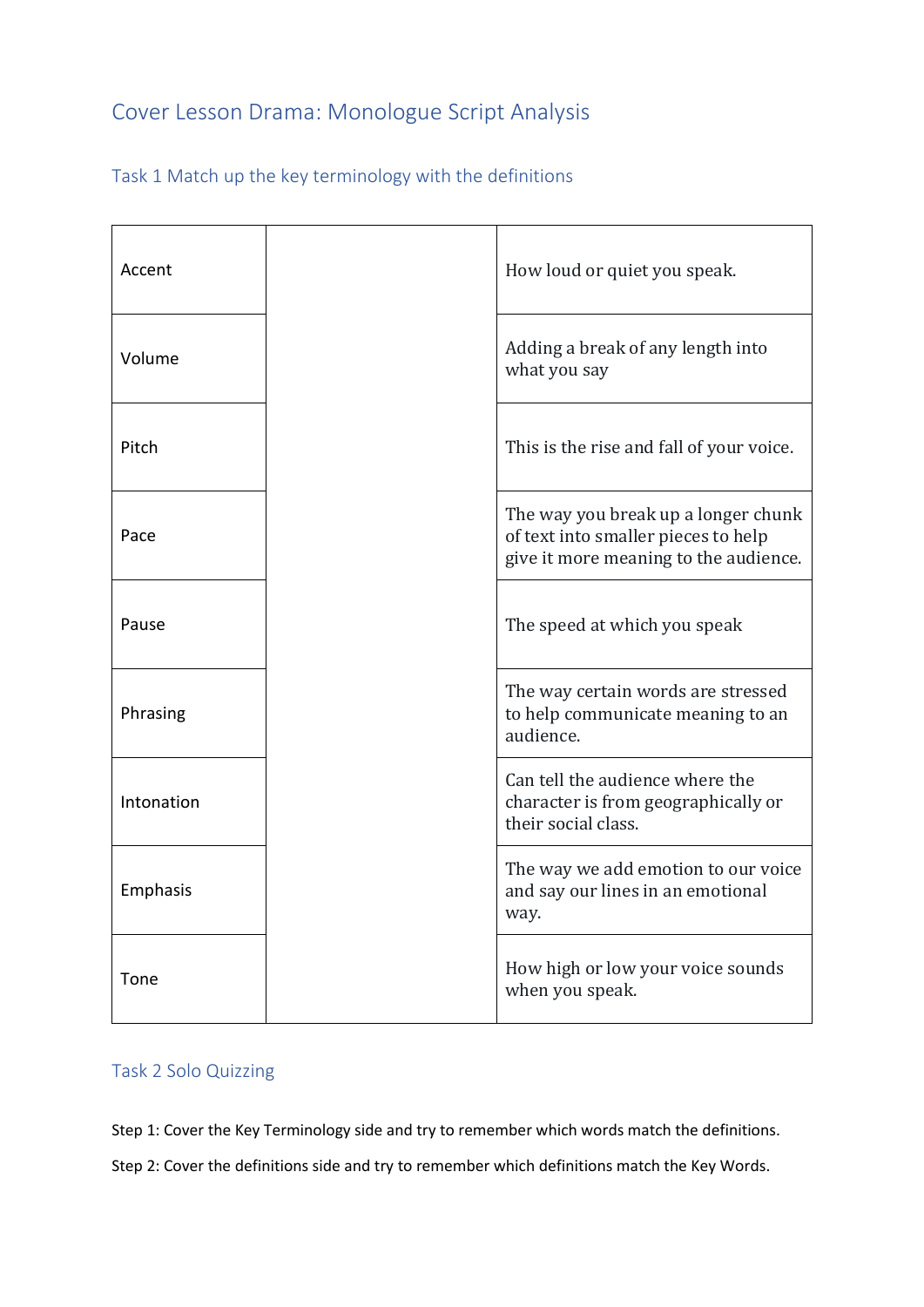# Cover Lesson Drama: Monologue Script Analysis

## Task 1 Match up the key terminology with the definitions

| | | |
|---|---|---|
| Accent | | How loud or quiet you speak. |
| Volume | | Adding a break of any length into what you say |
| Pitch | | This is the rise and fall of your voice. |
| Pace | | The way you break up a longer chunk of text into smaller pieces to help give it more meaning to the audience. |
| Pause | | The speed at which you speak |
| Phrasing | | The way certain words are stressed to help communicate meaning to an audience. |
| Intonation | | Can tell the audience where the character is from geographically or their social class. |
| Emphasis | | The way we add emotion to our voice and say our lines in an emotional way. |
| Tone | | How high or low your voice sounds when you speak. |

## Task 2 Solo Quizzing

Step 1: Cover the Key Terminology side and try to remember which words match the definitions.

Step 2: Cover the definitions side and try to remember which definitions match the Key Words.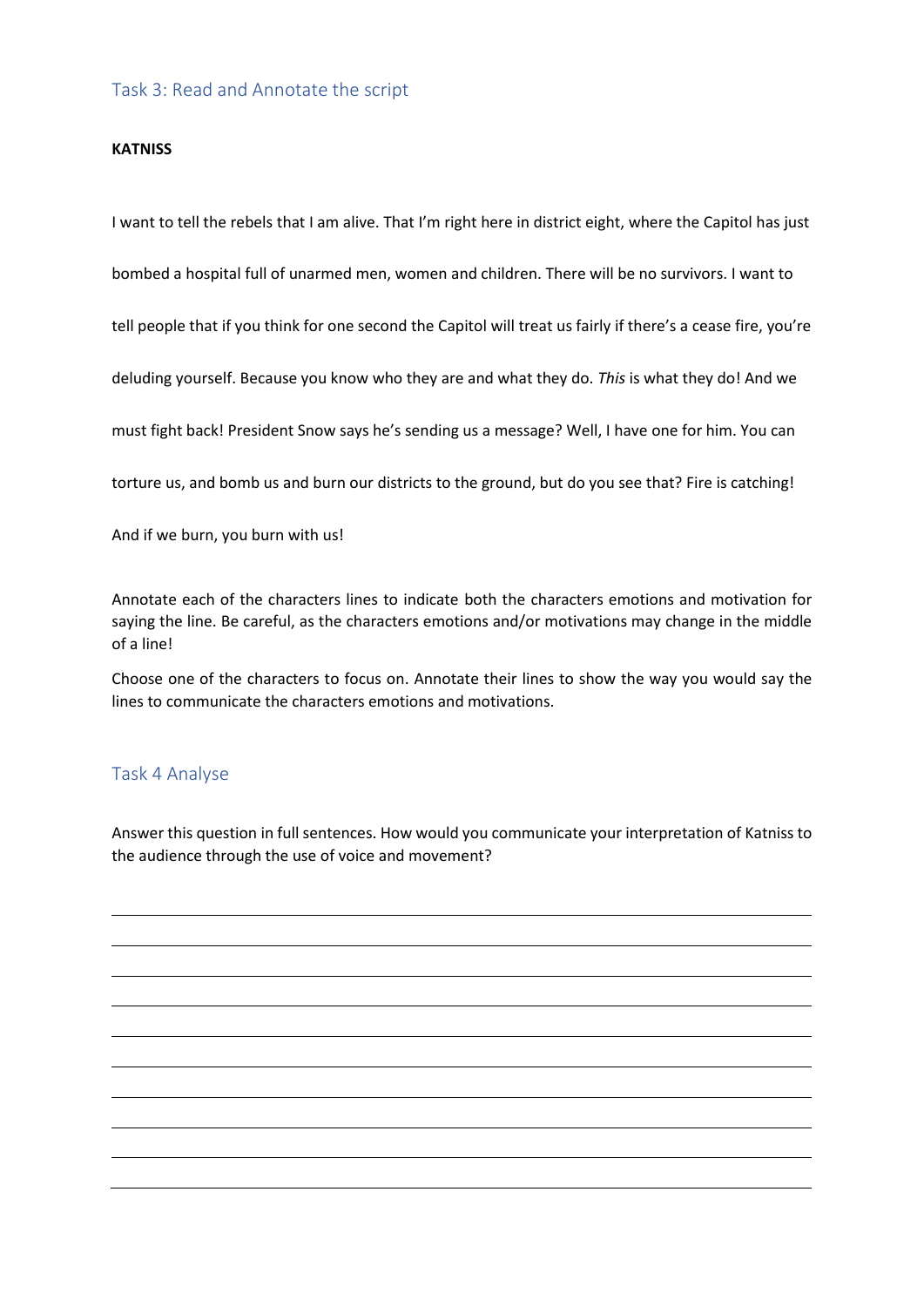## Task 3: Read and Annotate the script

**KATNISS**

I want to tell the rebels that I am alive. That I'm right here in district eight, where the Capitol has just bombed a hospital full of unarmed men, women and children. There will be no survivors. I want to tell people that if you think for one second the Capitol will treat us fairly if there's a cease fire, you're deluding yourself. Because you know who they are and what they do. *This* is what they do! And we must fight back! President Snow says he's sending us a message? Well, I have one for him. You can torture us, and bomb us and burn our districts to the ground, but do you see that? Fire is catching! And if we burn, you burn with us!

Annotate each of the characters lines to indicate both the characters emotions and motivation for saying the line. Be careful, as the characters emotions and/or motivations may change in the middle of a line!

Choose one of the characters to focus on. Annotate their lines to show the way you would say the lines to communicate the characters emotions and motivations.

## Task 4 Analyse

Answer this question in full sentences. How would you communicate your interpretation of Katniss to the audience through the use of voice and movement?